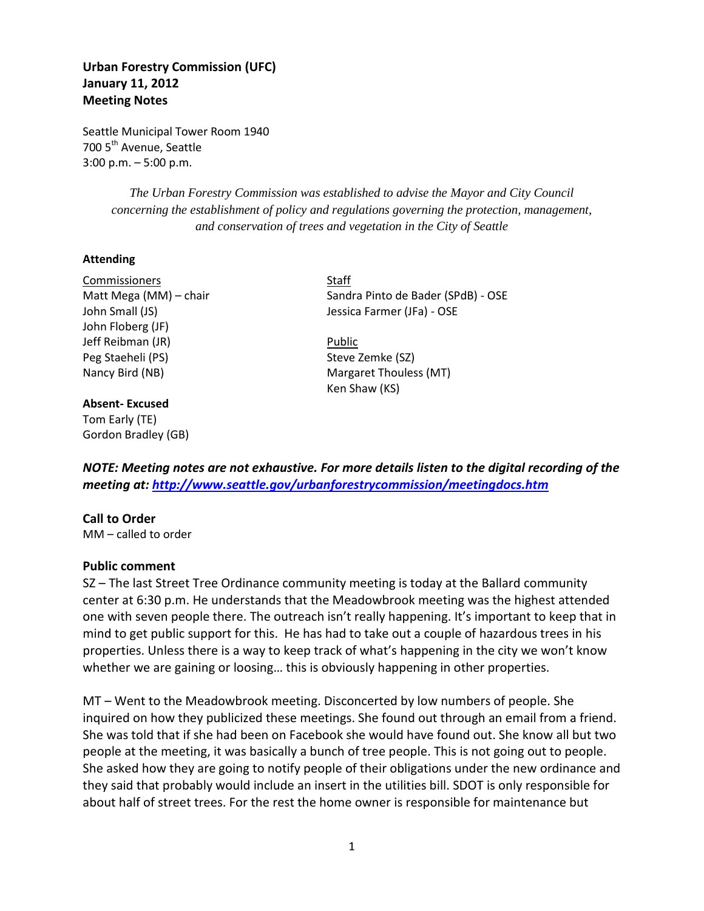**Urban Forestry Commission (UFC)**
**January 11, 2012**
**Meeting Notes**

Seattle Municipal Tower Room 1940
700 5th Avenue, Seattle
3:00 p.m. – 5:00 p.m.

*The Urban Forestry Commission was established to advise the Mayor and City Council concerning the establishment of policy and regulations governing the protection, management, and conservation of trees and vegetation in the City of Seattle*

**Attending**

Commissioners
Matt Mega (MM) – chair
John Small (JS)
John Floberg (JF)
Jeff Reibman (JR)
Peg Staeheli (PS)
Nancy Bird (NB)

Staff
Sandra Pinto de Bader (SPdB) - OSE
Jessica Farmer (JFa) - OSE

Public
Steve Zemke (SZ)
Margaret Thouless (MT)
Ken Shaw (KS)

**Absent- Excused**
Tom Early (TE)
Gordon Bradley (GB)

***NOTE: Meeting notes are not exhaustive. For more details listen to the digital recording of the meeting at: [http://www.seattle.gov/urbanforestrycommission/meetingdocs.htm](http://www.seattle.gov/urbanforestrycommission/meetingdocs.htm)***

**Call to Order**
MM – called to order

**Public comment**
SZ – The last Street Tree Ordinance community meeting is today at the Ballard community center at 6:30 p.m. He understands that the Meadowbrook meeting was the highest attended one with seven people there. The outreach isn't really happening. It's important to keep that in mind to get public support for this. He has had to take out a couple of hazardous trees in his properties. Unless there is a way to keep track of what's happening in the city we won't know whether we are gaining or loosing… this is obviously happening in other properties.

MT – Went to the Meadowbrook meeting. Disconcerted by low numbers of people. She inquired on how they publicized these meetings. She found out through an email from a friend. She was told that if she had been on Facebook she would have found out. She know all but two people at the meeting, it was basically a bunch of tree people. This is not going out to people. She asked how they are going to notify people of their obligations under the new ordinance and they said that probably would include an insert in the utilities bill. SDOT is only responsible for about half of street trees. For the rest the home owner is responsible for maintenance but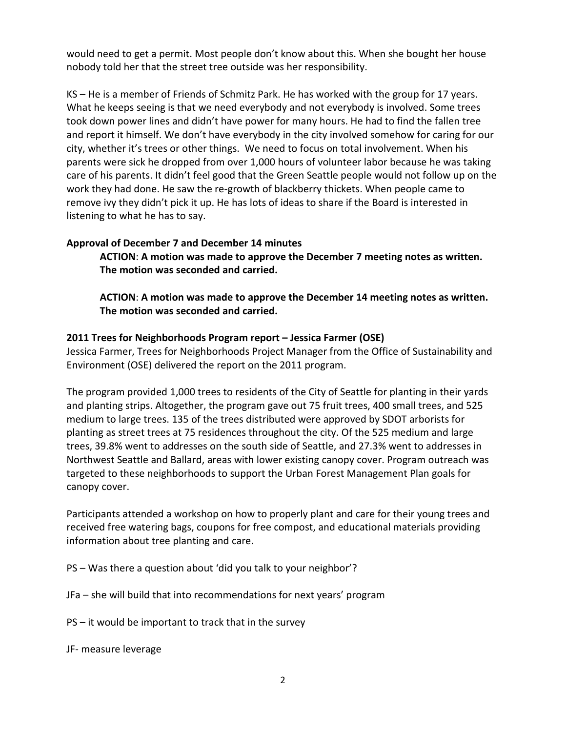would need to get a permit. Most people don't know about this. When she bought her house nobody told her that the street tree outside was her responsibility.

KS – He is a member of Friends of Schmitz Park. He has worked with the group for 17 years. What he keeps seeing is that we need everybody and not everybody is involved. Some trees took down power lines and didn't have power for many hours. He had to find the fallen tree and report it himself. We don't have everybody in the city involved somehow for caring for our city, whether it's trees or other things. We need to focus on total involvement. When his parents were sick he dropped from over 1,000 hours of volunteer labor because he was taking care of his parents. It didn't feel good that the Green Seattle people would not follow up on the work they had done. He saw the re-growth of blackberry thickets. When people came to remove ivy they didn't pick it up. He has lots of ideas to share if the Board is interested in listening to what he has to say.

**Approval of December 7 and December 14 minutes**

> **ACTION**: **A motion was made to approve the December 7 meeting notes as written. The motion was seconded and carried.**
>
> **ACTION**: **A motion was made to approve the December 14 meeting notes as written. The motion was seconded and carried.**

**2011 Trees for Neighborhoods Program report – Jessica Farmer (OSE)**

Jessica Farmer, Trees for Neighborhoods Project Manager from the Office of Sustainability and Environment (OSE) delivered the report on the 2011 program.

The program provided 1,000 trees to residents of the City of Seattle for planting in their yards and planting strips. Altogether, the program gave out 75 fruit trees, 400 small trees, and 525 medium to large trees. 135 of the trees distributed were approved by SDOT arborists for planting as street trees at 75 residences throughout the city. Of the 525 medium and large trees, 39.8% went to addresses on the south side of Seattle, and 27.3% went to addresses in Northwest Seattle and Ballard, areas with lower existing canopy cover. Program outreach was targeted to these neighborhoods to support the Urban Forest Management Plan goals for canopy cover.

Participants attended a workshop on how to properly plant and care for their young trees and received free watering bags, coupons for free compost, and educational materials providing information about tree planting and care.

PS – Was there a question about 'did you talk to your neighbor'?

JFa – she will build that into recommendations for next years' program

PS – it would be important to track that in the survey

JF- measure leverage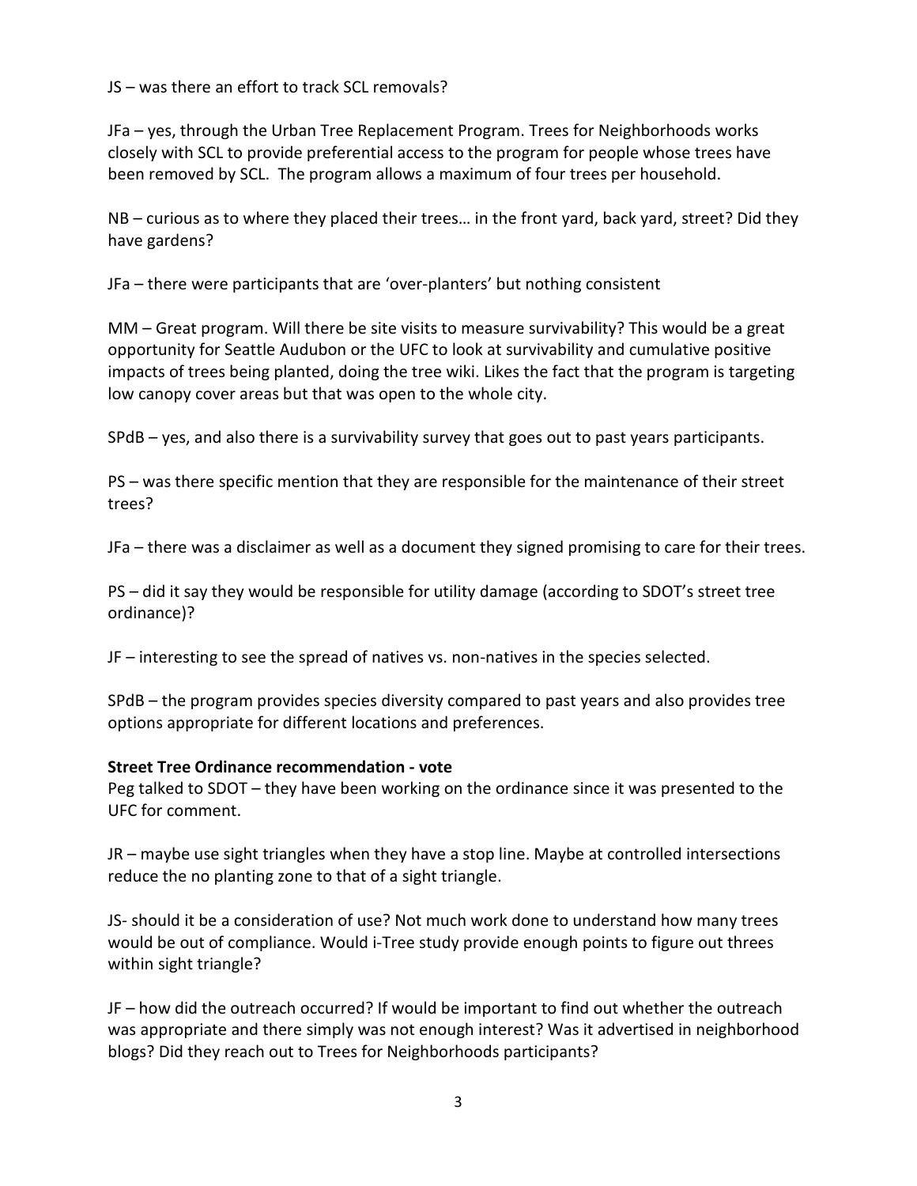JS – was there an effort to track SCL removals?

JFa – yes, through the Urban Tree Replacement Program. Trees for Neighborhoods works closely with SCL to provide preferential access to the program for people whose trees have been removed by SCL. The program allows a maximum of four trees per household.

NB – curious as to where they placed their trees… in the front yard, back yard, street? Did they have gardens?

JFa – there were participants that are 'over-planters' but nothing consistent

MM – Great program. Will there be site visits to measure survivability? This would be a great opportunity for Seattle Audubon or the UFC to look at survivability and cumulative positive impacts of trees being planted, doing the tree wiki. Likes the fact that the program is targeting low canopy cover areas but that was open to the whole city.

SPdB – yes, and also there is a survivability survey that goes out to past years participants.

PS – was there specific mention that they are responsible for the maintenance of their street trees?

JFa – there was a disclaimer as well as a document they signed promising to care for their trees.

PS – did it say they would be responsible for utility damage (according to SDOT's street tree ordinance)?

JF – interesting to see the spread of natives vs. non-natives in the species selected.

SPdB – the program provides species diversity compared to past years and also provides tree options appropriate for different locations and preferences.

**Street Tree Ordinance recommendation - vote**

Peg talked to SDOT – they have been working on the ordinance since it was presented to the UFC for comment.

JR – maybe use sight triangles when they have a stop line. Maybe at controlled intersections reduce the no planting zone to that of a sight triangle.

JS- should it be a consideration of use? Not much work done to understand how many trees would be out of compliance. Would i-Tree study provide enough points to figure out threes within sight triangle?

JF – how did the outreach occurred? If would be important to find out whether the outreach was appropriate and there simply was not enough interest? Was it advertised in neighborhood blogs? Did they reach out to Trees for Neighborhoods participants?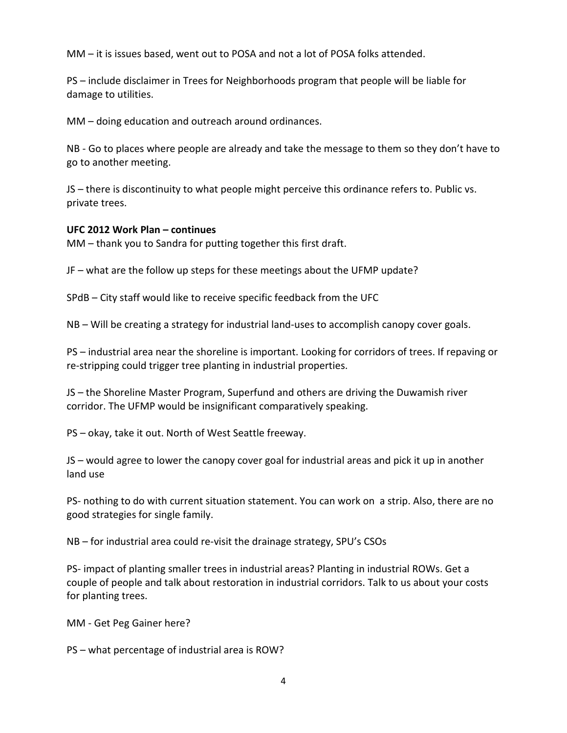MM – it is issues based, went out to POSA and not a lot of POSA folks attended.

PS – include disclaimer in Trees for Neighborhoods program that people will be liable for damage to utilities.

MM – doing education and outreach around ordinances.

NB - Go to places where people are already and take the message to them so they don't have to go to another meeting.

JS – there is discontinuity to what people might perceive this ordinance refers to. Public vs. private trees.

**UFC 2012 Work Plan – continues**

MM – thank you to Sandra for putting together this first draft.

JF – what are the follow up steps for these meetings about the UFMP update?

SPdB – City staff would like to receive specific feedback from the UFC

NB – Will be creating a strategy for industrial land-uses to accomplish canopy cover goals.

PS – industrial area near the shoreline is important. Looking for corridors of trees. If repaving or re-stripping could trigger tree planting in industrial properties.

JS – the Shoreline Master Program, Superfund and others are driving the Duwamish river corridor. The UFMP would be insignificant comparatively speaking.

PS – okay, take it out. North of West Seattle freeway.

JS – would agree to lower the canopy cover goal for industrial areas and pick it up in another land use

PS- nothing to do with current situation statement. You can work on a strip. Also, there are no good strategies for single family.

NB – for industrial area could re-visit the drainage strategy, SPU's CSOs

PS- impact of planting smaller trees in industrial areas? Planting in industrial ROWs. Get a couple of people and talk about restoration in industrial corridors. Talk to us about your costs for planting trees.

MM - Get Peg Gainer here?

PS – what percentage of industrial area is ROW?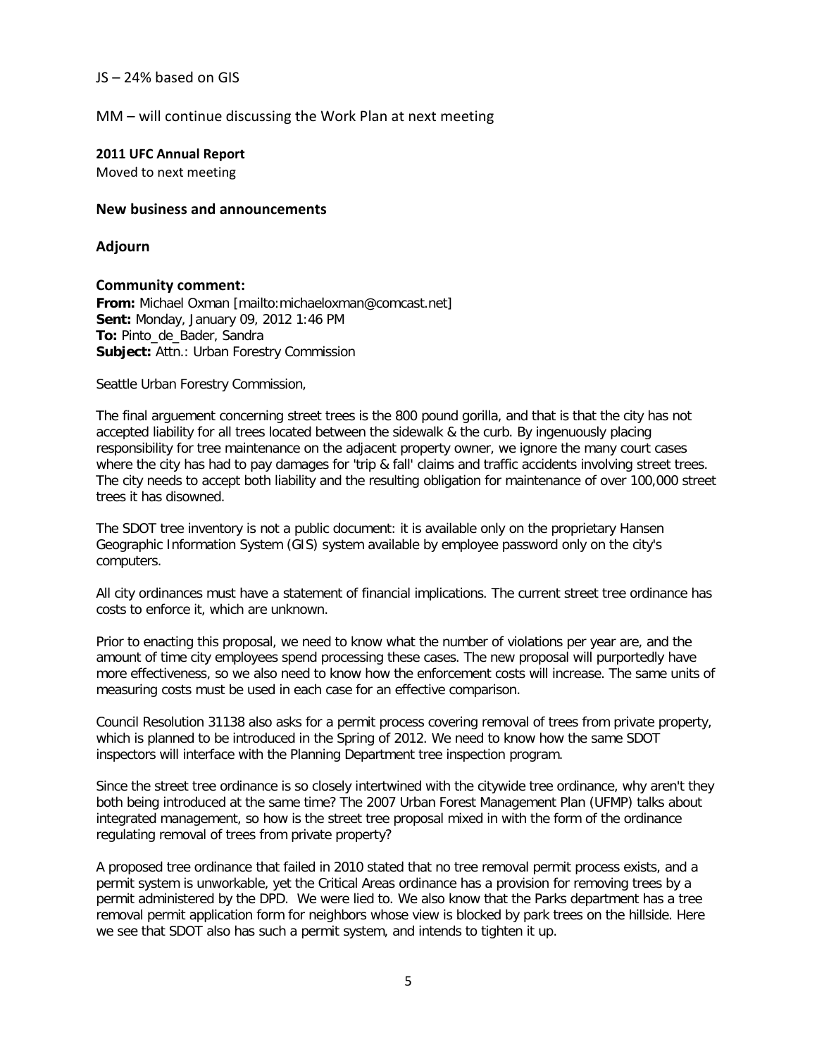JS – 24% based on GIS

MM – will continue discussing the Work Plan at next meeting

**2011 UFC Annual Report**
Moved to next meeting

### New business and announcements

### Adjourn

**Community comment:**
**From:** Michael Oxman [mailto:michaeloxman@comcast.net]
**Sent:** Monday, January 09, 2012 1:46 PM
**To:** Pinto_de_Bader, Sandra
**Subject:** Attn.: Urban Forestry Commission

Seattle Urban Forestry Commission,

The final arguement concerning street trees is the 800 pound gorilla, and that is that the city has not accepted liability for all trees located between the sidewalk & the curb. By ingenuously placing responsibility for tree maintenance on the adjacent property owner, we ignore the many court cases where the city has had to pay damages for 'trip & fall' claims and traffic accidents involving street trees. The city needs to accept both liability and the resulting obligation for maintenance of over 100,000 street trees it has disowned.

The SDOT tree inventory is not a public document: it is available only on the proprietary Hansen Geographic Information System (GIS) system available by employee password only on the city's computers.

All city ordinances must have a statement of financial implications. The current street tree ordinance has costs to enforce it, which are unknown.

Prior to enacting this proposal, we need to know what the number of violations per year are, and the amount of time city employees spend processing these cases. The new proposal will purportedly have more effectiveness, so we also need to know how the enforcement costs will increase. The same units of measuring costs must be used in each case for an effective comparison.

Council Resolution 31138 also asks for a permit process covering removal of trees from private property, which is planned to be introduced in the Spring of 2012. We need to know how the same SDOT inspectors will interface with the Planning Department tree inspection program.

Since the street tree ordinance is so closely intertwined with the citywide tree ordinance, why aren't they both being introduced at the same time? The 2007 Urban Forest Management Plan (UFMP) talks about integrated management, so how is the street tree proposal mixed in with the form of the ordinance regulating removal of trees from private property?

A proposed tree ordinance that failed in 2010 stated that no tree removal permit process exists, and a permit system is unworkable, yet the Critical Areas ordinance has a provision for removing trees by a permit administered by the DPD. We were lied to. We also know that the Parks department has a tree removal permit application form for neighbors whose view is blocked by park trees on the hillside. Here we see that SDOT also has such a permit system, and intends to tighten it up.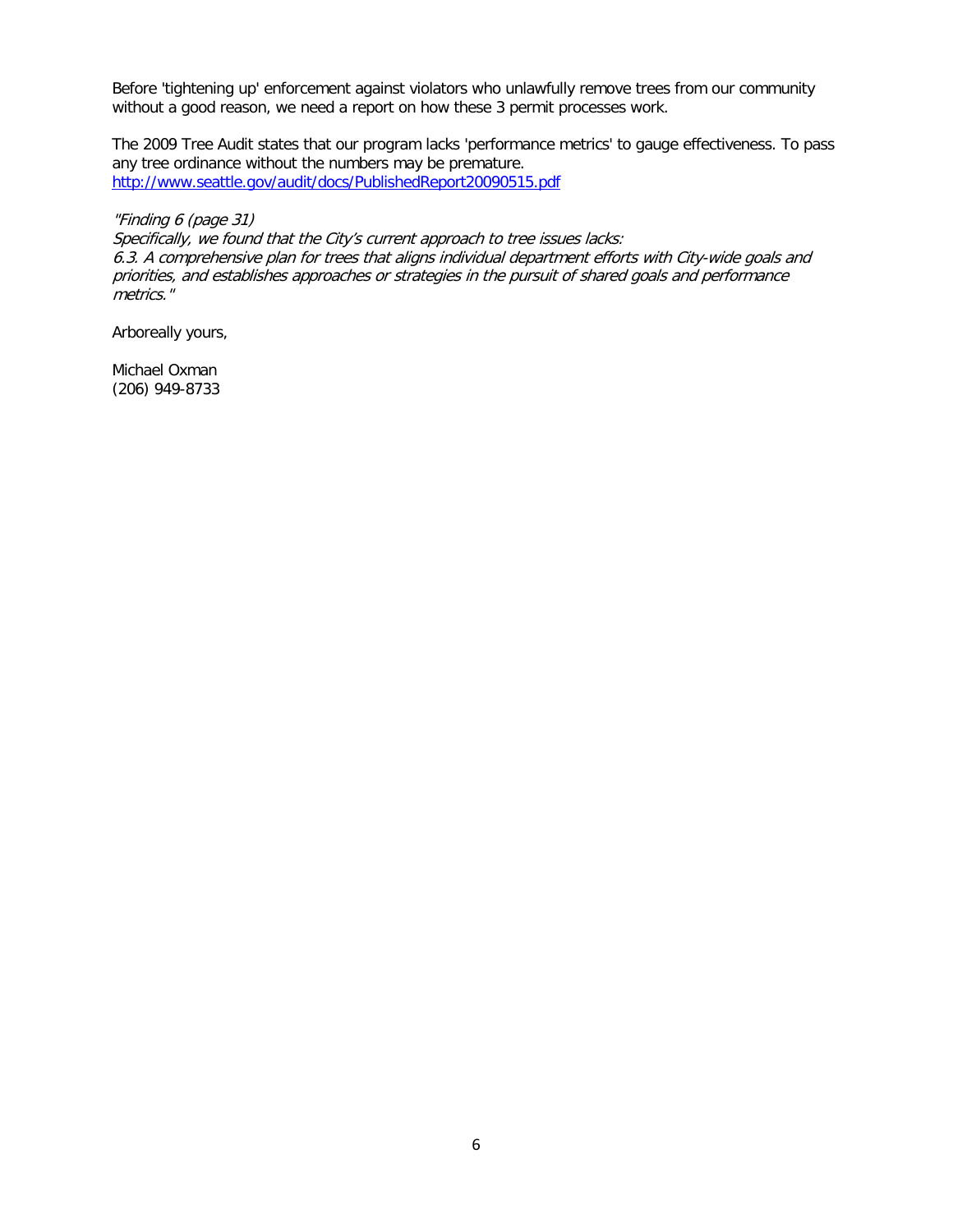Before 'tightening up' enforcement against violators who unlawfully remove trees from our community without a good reason, we need a report on how these 3 permit processes work.

The 2009 Tree Audit states that our program lacks 'performance metrics' to gauge effectiveness. To pass any tree ordinance without the numbers may be premature.
[http://www.seattle.gov/audit/docs/PublishedReport20090515.pdf](http://www.seattle.gov/audit/docs/PublishedReport20090515.pdf)

*"Finding 6 (page 31)*
*Specifically, we found that the City's current approach to tree issues lacks:*
*6.3. A comprehensive plan for trees that aligns individual department efforts with City-wide goals and priorities, and establishes approaches or strategies in the pursuit of shared goals and performance metrics."*

Arboreally yours,

Michael Oxman
(206) 949-8733